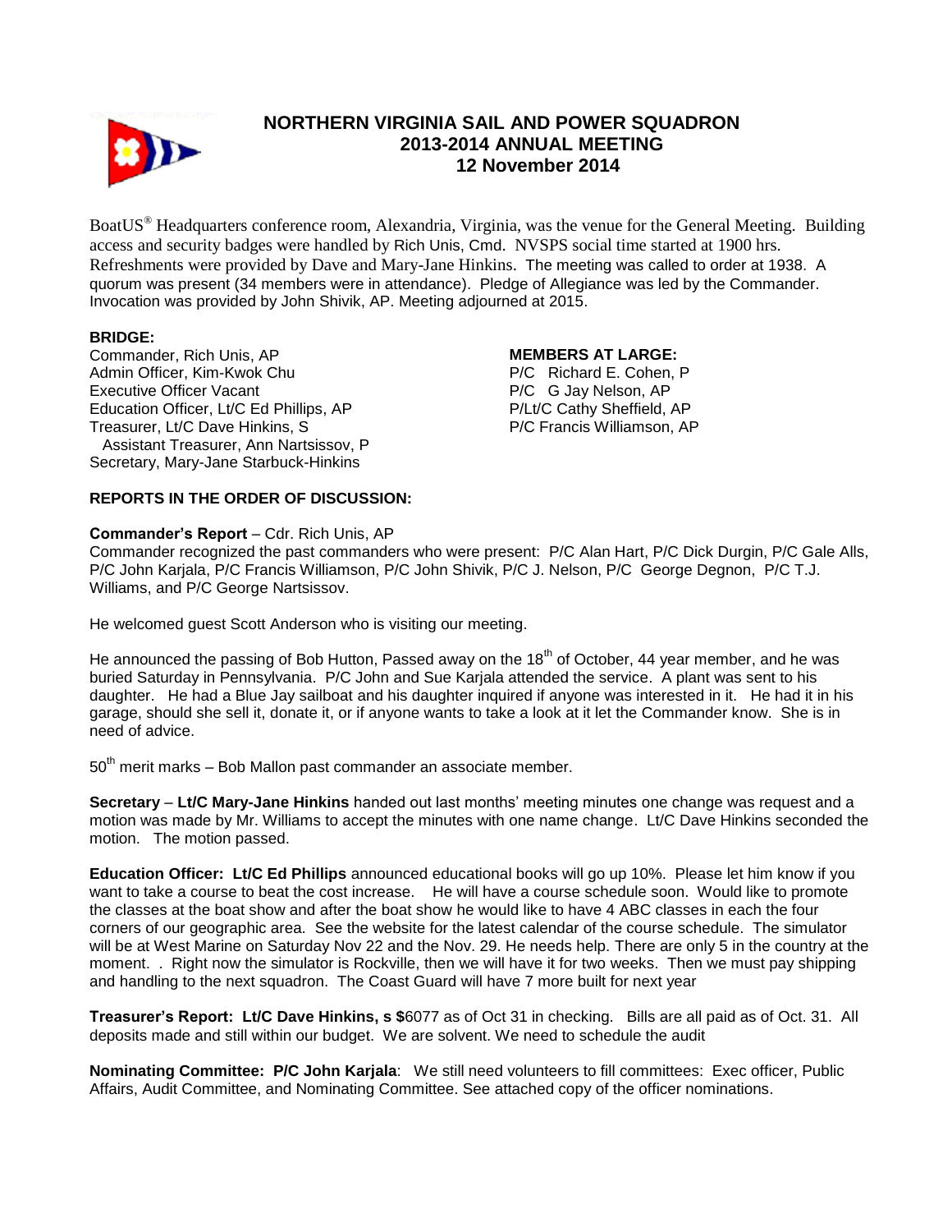# NORTHERN VIRGINIA SAIL AND POWER SQUADRON
## 2013-2014 ANNUAL MEETING
## 12 November 2014

BoatUS® Headquarters conference room, Alexandria, Virginia, was the venue for the General Meeting. Building access and security badges were handled by Rich Unis, Cmd. NVSPS social time started at 1900 hrs. Refreshments were provided by Dave and Mary-Jane Hinkins. The meeting was called to order at 1938. A quorum was present (34 members were in attendance). Pledge of Allegiance was led by the Commander. Invocation was provided by John Shivik, AP. Meeting adjourned at 2015.

**BRIDGE:**

Commander, Rich Unis, AP
Admin Officer, Kim-Kwok Chu
Executive Officer Vacant
Education Officer, Lt/C Ed Phillips, AP
Treasurer, Lt/C Dave Hinkins, S
  Assistant Treasurer, Ann Nartsissov, P
Secretary, Mary-Jane Starbuck-Hinkins

**MEMBERS AT LARGE:**

P/C Richard E. Cohen, P
P/C G Jay Nelson, AP
P/Lt/C Cathy Sheffield, AP
P/C Francis Williamson, AP

**REPORTS IN THE ORDER OF DISCUSSION:**

**Commander's Report** – Cdr. Rich Unis, AP

Commander recognized the past commanders who were present: P/C Alan Hart, P/C Dick Durgin, P/C Gale Alls, P/C John Karjala, P/C Francis Williamson, P/C John Shivik, P/C J. Nelson, P/C George Degnon, P/C T.J. Williams, and P/C George Nartsissov.

He welcomed guest Scott Anderson who is visiting our meeting.

He announced the passing of Bob Hutton, Passed away on the 18th of October, 44 year member, and he was buried Saturday in Pennsylvania. P/C John and Sue Karjala attended the service. A plant was sent to his daughter. He had a Blue Jay sailboat and his daughter inquired if anyone was interested in it. He had it in his garage, should she sell it, donate it, or if anyone wants to take a look at it let the Commander know. She is in need of advice.

50th merit marks – Bob Mallon past commander an associate member.

**Secretary** – **Lt/C Mary-Jane Hinkins** handed out last months' meeting minutes one change was request and a motion was made by Mr. Williams to accept the minutes with one name change. Lt/C Dave Hinkins seconded the motion. The motion passed.

**Education Officer: Lt/C Ed Phillips** announced educational books will go up 10%. Please let him know if you want to take a course to beat the cost increase. He will have a course schedule soon. Would like to promote the classes at the boat show and after the boat show he would like to have 4 ABC classes in each the four corners of our geographic area. See the website for the latest calendar of the course schedule. The simulator will be at West Marine on Saturday Nov 22 and the Nov. 29. He needs help. There are only 5 in the country at the moment. . Right now the simulator is Rockville, then we will have it for two weeks. Then we must pay shipping and handling to the next squadron. The Coast Guard will have 7 more built for next year

**Treasurer's Report: Lt/C Dave Hinkins, s $**6077 as of Oct 31 in checking. Bills are all paid as of Oct. 31. All deposits made and still within our budget. We are solvent. We need to schedule the audit

**Nominating Committee: P/C John Karjala**: We still need volunteers to fill committees: Exec officer, Public Affairs, Audit Committee, and Nominating Committee. See attached copy of the officer nominations.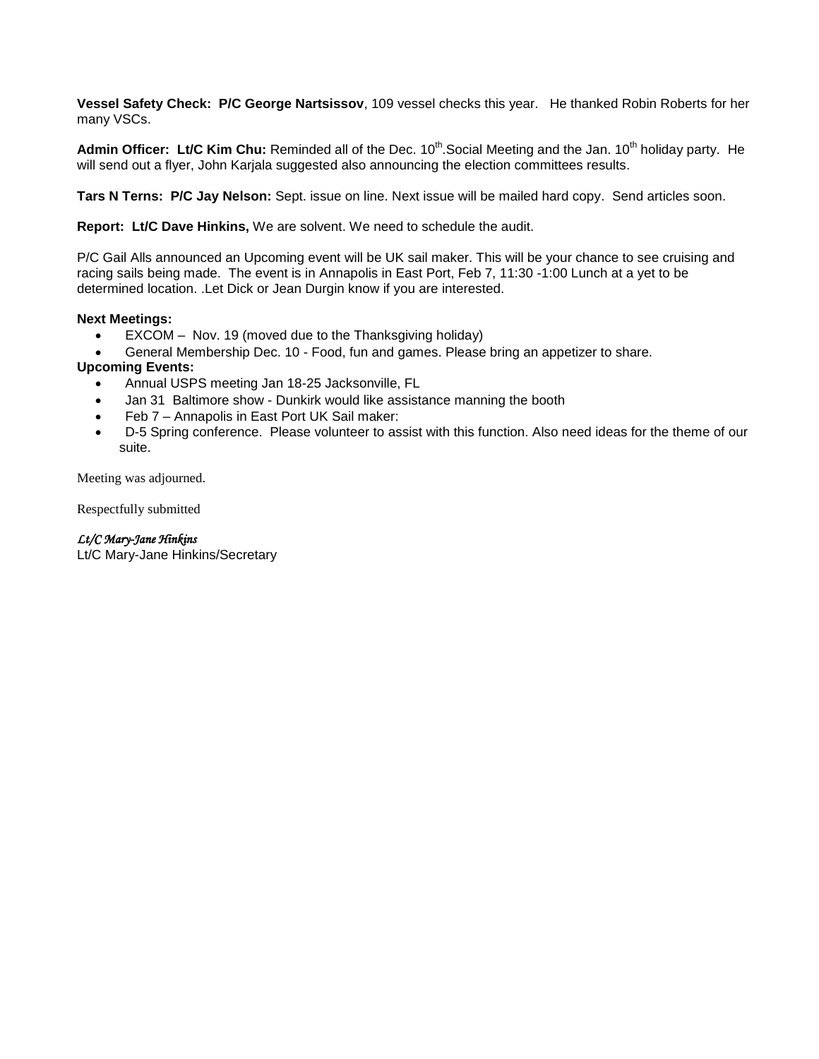**Vessel Safety Check: P/C George Nartsissov**, 109 vessel checks this year. He thanked Robin Roberts for her many VSCs.

**Admin Officer: Lt/C Kim Chu:** Reminded all of the Dec. 10th.Social Meeting and the Jan. 10th holiday party. He will send out a flyer, John Karjala suggested also announcing the election committees results.

**Tars N Terns: P/C Jay Nelson:** Sept. issue on line. Next issue will be mailed hard copy. Send articles soon.

**Report: Lt/C Dave Hinkins,** We are solvent. We need to schedule the audit.

P/C Gail Alls announced an Upcoming event will be UK sail maker. This will be your chance to see cruising and racing sails being made. The event is in Annapolis in East Port, Feb 7, 11:30 -1:00 Lunch at a yet to be determined location. .Let Dick or Jean Durgin know if you are interested.

**Next Meetings:**

- EXCOM – Nov. 19 (moved due to the Thanksgiving holiday)
- General Membership Dec. 10 - Food, fun and games. Please bring an appetizer to share.

**Upcoming Events:**

- Annual USPS meeting Jan 18-25 Jacksonville, FL
- Jan 31 Baltimore show - Dunkirk would like assistance manning the booth
- Feb 7 – Annapolis in East Port UK Sail maker:
- D-5 Spring conference. Please volunteer to assist with this function. Also need ideas for the theme of our suite.

Meeting was adjourned.

Respectfully submitted

*Lt/C Mary-Jane Hinkins*

Lt/C Mary-Jane Hinkins/Secretary